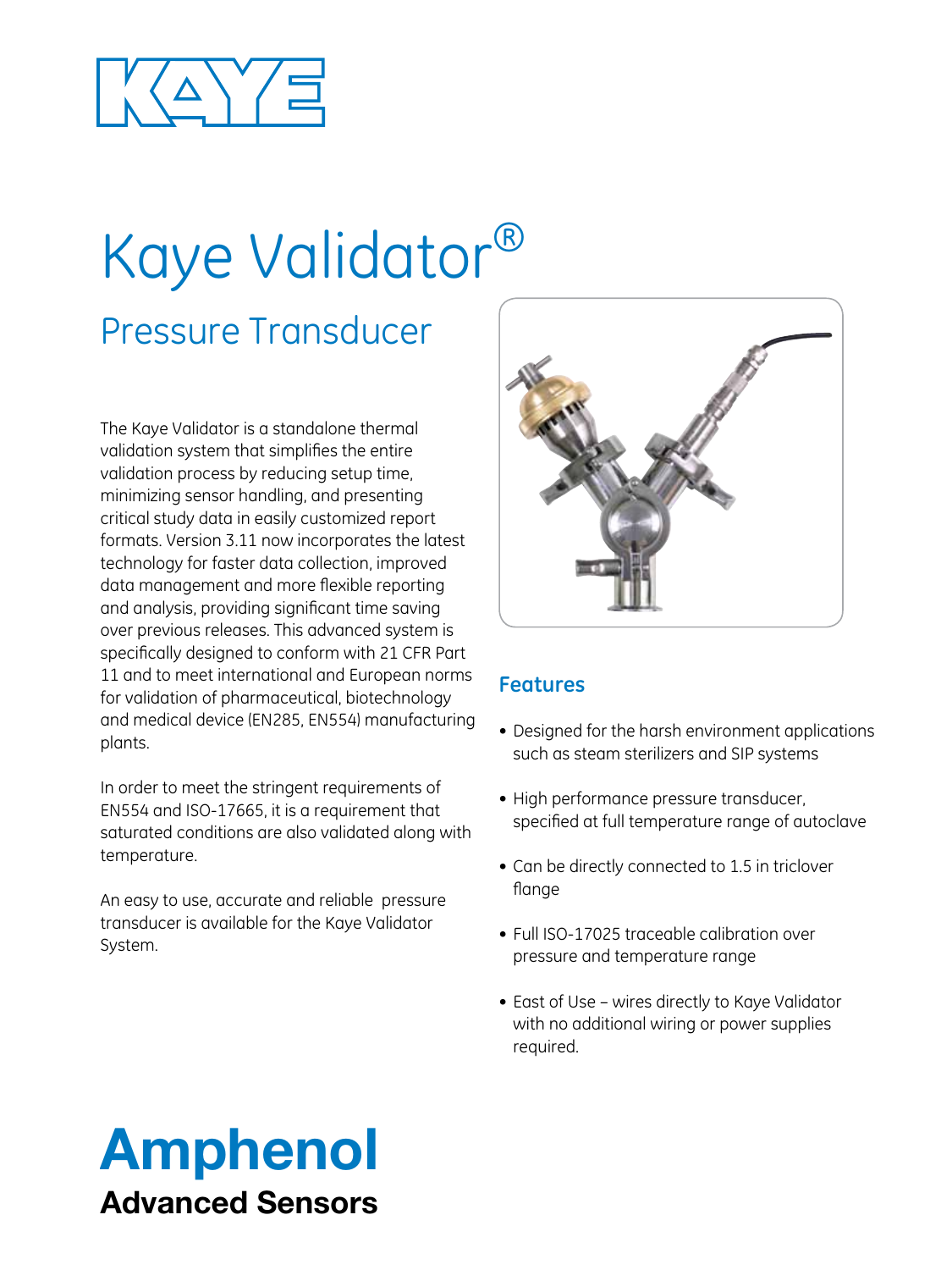KAYE

# Kaye Validator®

## Pressure Transducer

The Kaye Validator is a standalone thermal validation system that simplifies the entire validation process by reducing setup time, minimizing sensor handling, and presenting critical study data in easily customized report formats. Version 3.11 now incorporates the latest technology for faster data collection, improved data management and more flexible reporting and analysis, providing significant time saving over previous releases. This advanced system is specifically designed to conform with 21 CFR Part 11 and to meet international and European norms for validation of pharmaceutical, biotechnology and medical device (EN285, EN554) manufacturing plants.

In order to meet the stringent requirements of EN554 and ISO-17665, it is a requirement that saturated conditions are also validated along with temperature.

An easy to use, accurate and reliable pressure transducer is available for the Kaye Validator System.

### Features

- Designed for the harsh environment applications such as steam sterilizers and SIP systems
- High performance pressure transducer, specified at full temperature range of autoclave
- Can be directly connected to 1.5 in triclover flange
- Full ISO-17025 traceable calibration over pressure and temperature range
- East of Use – wires directly to Kaye Validator with no additional wiring or power supplies required.

**Amphenol**
**Advanced Sensors**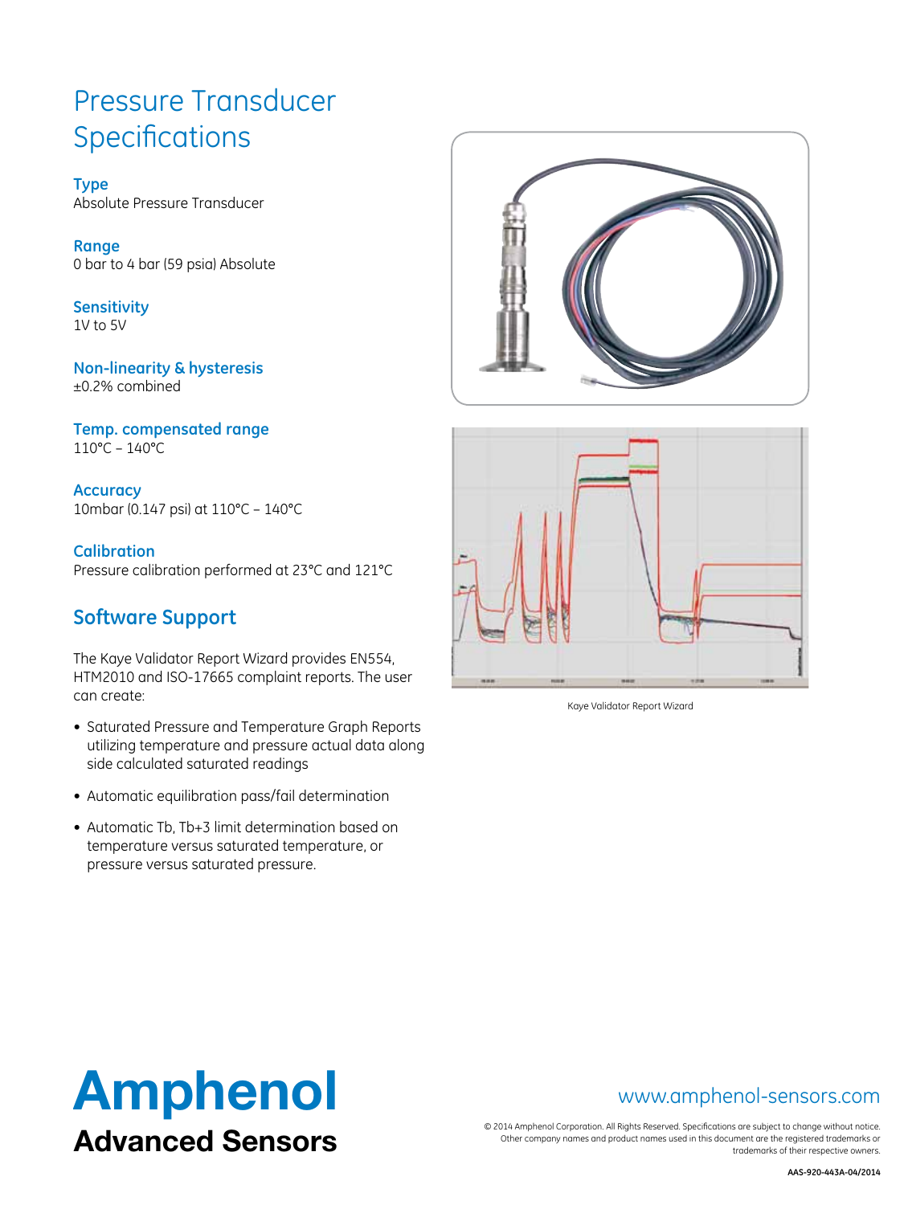# Pressure Transducer Specifications

**Type**
Absolute Pressure Transducer

**Range**
0 bar to 4 bar (59 psia) Absolute

**Sensitivity**
1V to 5V

**Non-linearity & hysteresis**
±0.2% combined

**Temp. compensated range**
110°C – 140°C

**Accuracy**
10mbar (0.147 psi) at 110°C – 140°C

**Calibration**
Pressure calibration performed at 23°C and 121°C

## Software Support

The Kaye Validator Report Wizard provides EN554, HTM2010 and ISO-17665 complaint reports. The user can create:

- Saturated Pressure and Temperature Graph Reports utilizing temperature and pressure actual data along side calculated saturated readings
- Automatic equilibration pass/fail determination
- Automatic Tb, Tb+3 limit determination based on temperature versus saturated temperature, or pressure versus saturated pressure.

Kaye Validator Report Wizard

**Amphenol**
**Advanced Sensors**

www.amphenol-sensors.com

© 2014 Amphenol Corporation. All Rights Reserved. Specifications are subject to change without notice. Other company names and product names used in this document are the registered trademarks or trademarks of their respective owners.

AAS-920-443A-04/2014